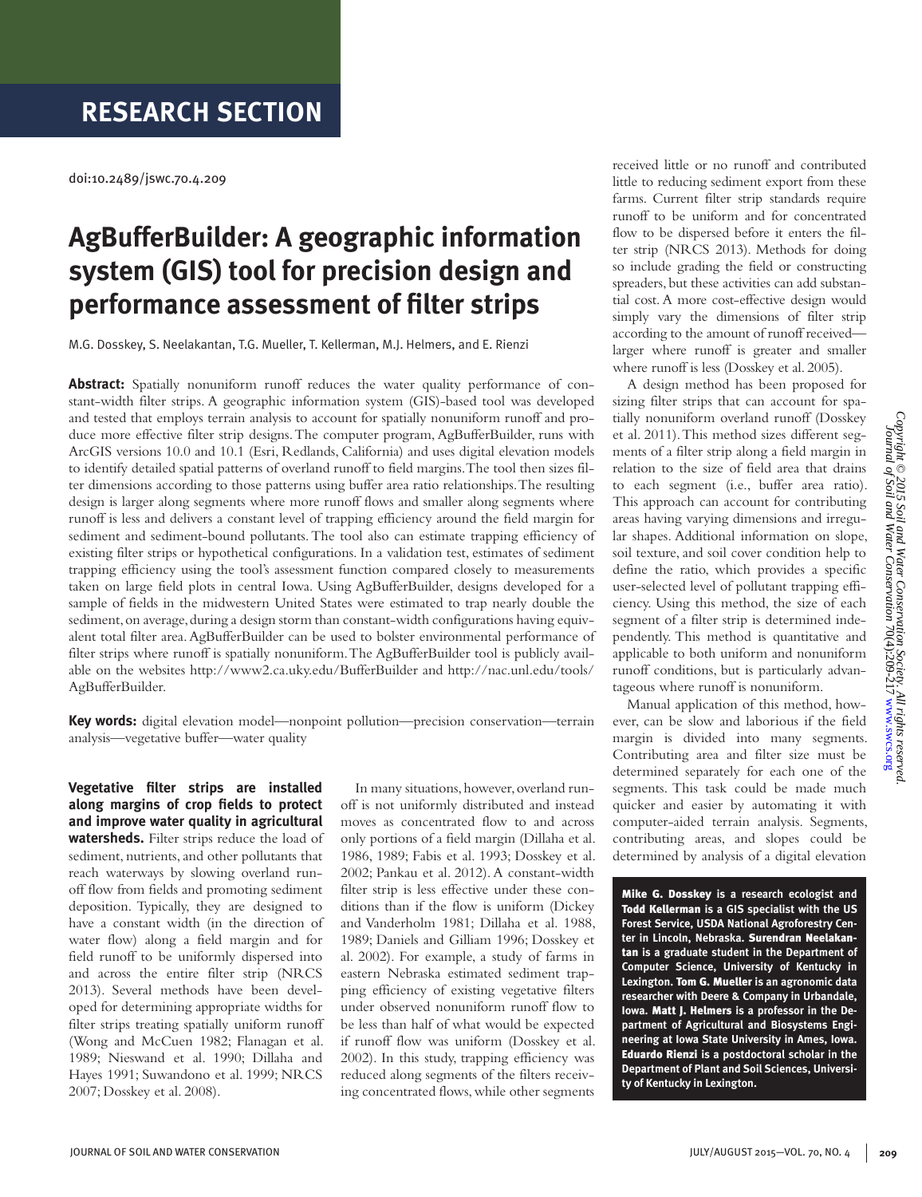RESEARCH SECTION

doi:10.2489/jswc.70.4.209

# AgBufferBuilder: A geographic information system (GIS) tool for precision design and performance assessment of filter strips

M.G. Dosskey, S. Neelakantan, T.G. Mueller, T. Kellerman, M.J. Helmers, and E. Rienzi

**Abstract:** Spatially nonuniform runoff reduces the water quality performance of constant-width filter strips. A geographic information system (GIS)-based tool was developed and tested that employs terrain analysis to account for spatially nonuniform runoff and produce more effective filter strip designs. The computer program, AgBufferBuilder, runs with ArcGIS versions 10.0 and 10.1 (Esri, Redlands, California) and uses digital elevation models to identify detailed spatial patterns of overland runoff to field margins. The tool then sizes filter dimensions according to those patterns using buffer area ratio relationships. The resulting design is larger along segments where more runoff flows and smaller along segments where runoff is less and delivers a constant level of trapping efficiency around the field margin for sediment and sediment-bound pollutants. The tool also can estimate trapping efficiency of existing filter strips or hypothetical configurations. In a validation test, estimates of sediment trapping efficiency using the tool's assessment function compared closely to measurements taken on large field plots in central Iowa. Using AgBufferBuilder, designs developed for a sample of fields in the midwestern United States were estimated to trap nearly double the sediment, on average, during a design storm than constant-width configurations having equivalent total filter area. AgBufferBuilder can be used to bolster environmental performance of filter strips where runoff is spatially nonuniform. The AgBufferBuilder tool is publicly available on the websites http://www2.ca.uky.edu/BufferBuilder and http://nac.unl.edu/tools/AgBufferBuilder.

**Key words:** digital elevation model—nonpoint pollution—precision conservation—terrain analysis—vegetative buffer—water quality

**Vegetative filter strips are installed along margins of crop fields to protect and improve water quality in agricultural watersheds.** Filter strips reduce the load of sediment, nutrients, and other pollutants that reach waterways by slowing overland runoff flow from fields and promoting sediment deposition. Typically, they are designed to have a constant width (in the direction of water flow) along a field margin and for field runoff to be uniformly dispersed into and across the entire filter strip (NRCS 2013). Several methods have been developed for determining appropriate widths for filter strips treating spatially uniform runoff (Wong and McCuen 1982; Flanagan et al. 1989; Nieswand et al. 1990; Dillaha and Hayes 1991; Suwandono et al. 1999; NRCS 2007; Dosskey et al. 2008).

In many situations, however, overland runoff is not uniformly distributed and instead moves as concentrated flow to and across only portions of a field margin (Dillaha et al. 1986, 1989; Fabis et al. 1993; Dosskey et al. 2002; Pankau et al. 2012). A constant-width filter strip is less effective under these conditions than if the flow is uniform (Dickey and Vanderholm 1981; Dillaha et al. 1988, 1989; Daniels and Gilliam 1996; Dosskey et al. 2002). For example, a study of farms in eastern Nebraska estimated sediment trapping efficiency of existing vegetative filters under observed nonuniform runoff flow to be less than half of what would be expected if runoff flow was uniform (Dosskey et al. 2002). In this study, trapping efficiency was reduced along segments of the filters receiving concentrated flows, while other segments received little or no runoff and contributed little to reducing sediment export from these farms. Current filter strip standards require runoff to be uniform and for concentrated flow to be dispersed before it enters the filter strip (NRCS 2013). Methods for doing so include grading the field or constructing spreaders, but these activities can add substantial cost. A more cost-effective design would simply vary the dimensions of filter strip according to the amount of runoff received—larger where runoff is greater and smaller where runoff is less (Dosskey et al. 2005).

A design method has been proposed for sizing filter strips that can account for spatially nonuniform overland runoff (Dosskey et al. 2011). This method sizes different segments of a filter strip along a field margin in relation to the size of field area that drains to each segment (i.e., buffer area ratio). This approach can account for contributing areas having varying dimensions and irregular shapes. Additional information on slope, soil texture, and soil cover condition help to define the ratio, which provides a specific user-selected level of pollutant trapping efficiency. Using this method, the size of each segment of a filter strip is determined independently. This method is quantitative and applicable to both uniform and nonuniform runoff conditions, but is particularly advantageous where runoff is nonuniform.

Manual application of this method, however, can be slow and laborious if the field margin is divided into many segments. Contributing area and filter size must be determined separately for each one of the segments. This task could be made much quicker and easier by automating it with computer-aided terrain analysis. Segments, contributing areas, and slopes could be determined by analysis of a digital elevation

**Mike G. Dosskey** is a research ecologist and **Todd Kellerman** is a GIS specialist with the US Forest Service, USDA National Agroforestry Center in Lincoln, Nebraska. **Surendran Neelakantan** is a graduate student in the Department of Computer Science, University of Kentucky in Lexington. **Tom G. Mueller** is an agronomic data researcher with Deere & Company in Urbandale, Iowa. **Matt J. Helmers** is a professor in the Department of Agricultural and Biosystems Engineering at Iowa State University in Ames, Iowa. **Eduardo Rienzi** is a postdoctoral scholar in the Department of Plant and Soil Sciences, University of Kentucky in Lexington.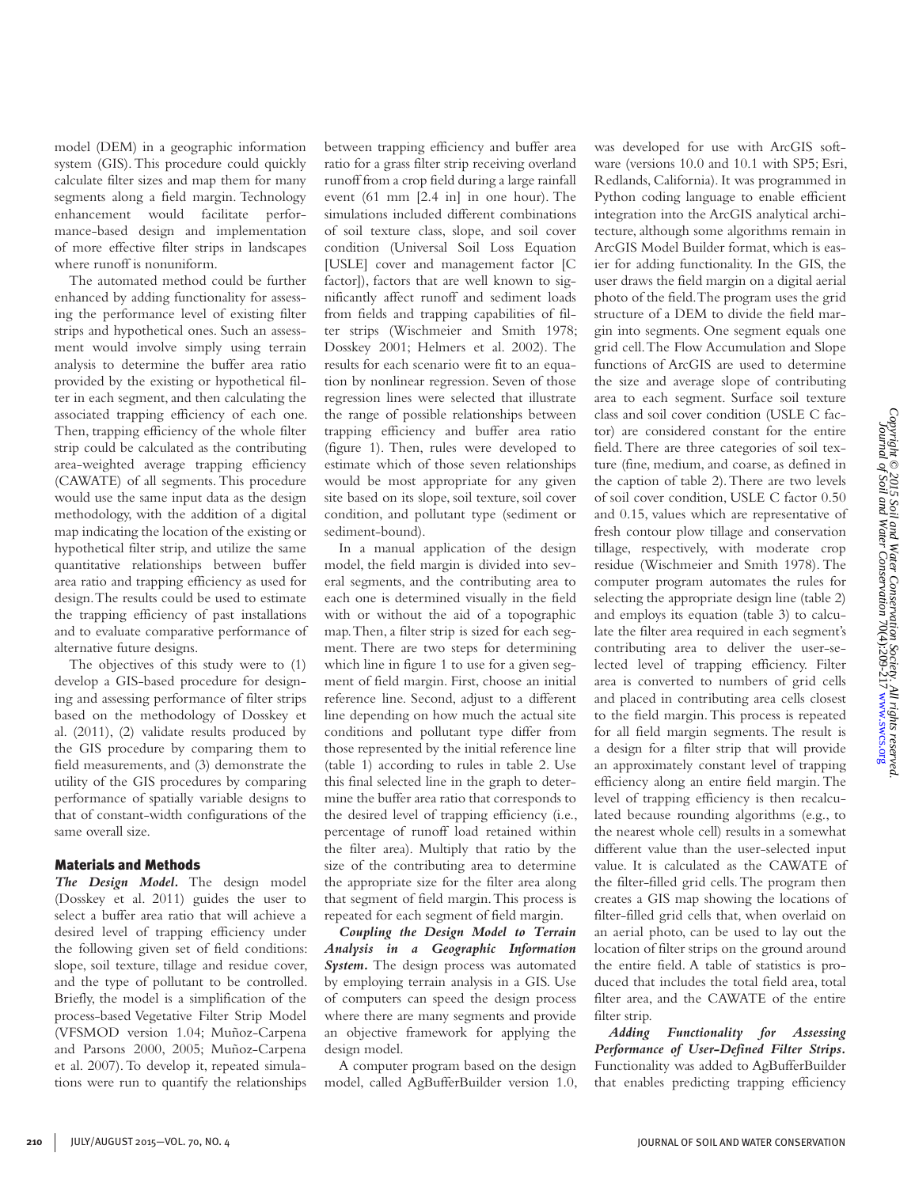model (DEM) in a geographic information system (GIS). This procedure could quickly calculate filter sizes and map them for many segments along a field margin. Technology enhancement would facilitate performance-based design and implementation of more effective filter strips in landscapes where runoff is nonuniform.

The automated method could be further enhanced by adding functionality for assessing the performance level of existing filter strips and hypothetical ones. Such an assessment would involve simply using terrain analysis to determine the buffer area ratio provided by the existing or hypothetical filter in each segment, and then calculating the associated trapping efficiency of each one. Then, trapping efficiency of the whole filter strip could be calculated as the contributing area-weighted average trapping efficiency (CAWATE) of all segments. This procedure would use the same input data as the design methodology, with the addition of a digital map indicating the location of the existing or hypothetical filter strip, and utilize the same quantitative relationships between buffer area ratio and trapping efficiency as used for design. The results could be used to estimate the trapping efficiency of past installations and to evaluate comparative performance of alternative future designs.

The objectives of this study were to (1) develop a GIS-based procedure for designing and assessing performance of filter strips based on the methodology of Dosskey et al. (2011), (2) validate results produced by the GIS procedure by comparing them to field measurements, and (3) demonstrate the utility of the GIS procedures by comparing performance of spatially variable designs to that of constant-width configurations of the same overall size.

## Materials and Methods

***The Design Model.*** The design model (Dosskey et al. 2011) guides the user to select a buffer area ratio that will achieve a desired level of trapping efficiency under the following given set of field conditions: slope, soil texture, tillage and residue cover, and the type of pollutant to be controlled. Briefly, the model is a simplification of the process-based Vegetative Filter Strip Model (VFSMOD version 1.04; Muñoz-Carpena and Parsons 2000, 2005; Muñoz-Carpena et al. 2007). To develop it, repeated simulations were run to quantify the relationships between trapping efficiency and buffer area ratio for a grass filter strip receiving overland runoff from a crop field during a large rainfall event (61 mm [2.4 in] in one hour). The simulations included different combinations of soil texture class, slope, and soil cover condition (Universal Soil Loss Equation [USLE] cover and management factor [C factor]), factors that are well known to significantly affect runoff and sediment loads from fields and trapping capabilities of filter strips (Wischmeier and Smith 1978; Dosskey 2001; Helmers et al. 2002). The results for each scenario were fit to an equation by nonlinear regression. Seven of those regression lines were selected that illustrate the range of possible relationships between trapping efficiency and buffer area ratio (figure 1). Then, rules were developed to estimate which of those seven relationships would be most appropriate for any given site based on its slope, soil texture, soil cover condition, and pollutant type (sediment or sediment-bound).

In a manual application of the design model, the field margin is divided into several segments, and the contributing area to each one is determined visually in the field with or without the aid of a topographic map. Then, a filter strip is sized for each segment. There are two steps for determining which line in figure 1 to use for a given segment of field margin. First, choose an initial reference line. Second, adjust to a different line depending on how much the actual site conditions and pollutant type differ from those represented by the initial reference line (table 1) according to rules in table 2. Use this final selected line in the graph to determine the buffer area ratio that corresponds to the desired level of trapping efficiency (i.e., percentage of runoff load retained within the filter area). Multiply that ratio by the size of the contributing area to determine the appropriate size for the filter area along that segment of field margin. This process is repeated for each segment of field margin.

***Coupling the Design Model to Terrain Analysis in a Geographic Information System.*** The design process was automated by employing terrain analysis in a GIS. Use of computers can speed the design process where there are many segments and provide an objective framework for applying the design model.

A computer program based on the design model, called AgBufferBuilder version 1.0, was developed for use with ArcGIS software (versions 10.0 and 10.1 with SP5; Esri, Redlands, California). It was programmed in Python coding language to enable efficient integration into the ArcGIS analytical architecture, although some algorithms remain in ArcGIS Model Builder format, which is easier for adding functionality. In the GIS, the user draws the field margin on a digital aerial photo of the field. The program uses the grid structure of a DEM to divide the field margin into segments. One segment equals one grid cell. The Flow Accumulation and Slope functions of ArcGIS are used to determine the size and average slope of contributing area to each segment. Surface soil texture class and soil cover condition (USLE C factor) are considered constant for the entire field. There are three categories of soil texture (fine, medium, and coarse, as defined in the caption of table 2). There are two levels of soil cover condition, USLE C factor 0.50 and 0.15, values which are representative of fresh contour plow tillage and conservation tillage, respectively, with moderate crop residue (Wischmeier and Smith 1978). The computer program automates the rules for selecting the appropriate design line (table 2) and employs its equation (table 3) to calculate the filter area required in each segment's contributing area to deliver the user-selected level of trapping efficiency. Filter area is converted to numbers of grid cells and placed in contributing area cells closest to the field margin. This process is repeated for all field margin segments. The result is a design for a filter strip that will provide an approximately constant level of trapping efficiency along an entire field margin. The level of trapping efficiency is then recalculated because rounding algorithms (e.g., to the nearest whole cell) results in a somewhat different value than the user-selected input value. It is calculated as the CAWATE of the filter-filled grid cells. The program then creates a GIS map showing the locations of filter-filled grid cells that, when overlaid on an aerial photo, can be used to lay out the location of filter strips on the ground around the entire field. A table of statistics is produced that includes the total field area, total filter area, and the CAWATE of the entire filter strip.

***Adding Functionality for Assessing Performance of User-Defined Filter Strips.*** Functionality was added to AgBufferBuilder that enables predicting trapping efficiency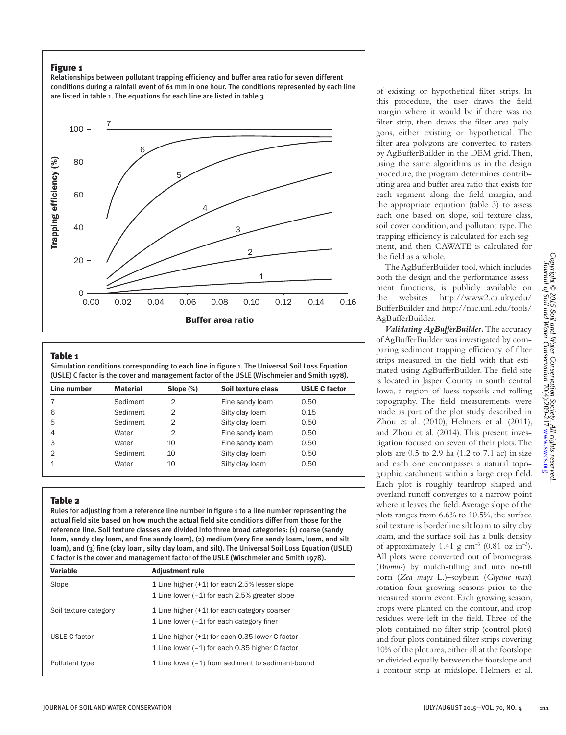## Figure 1

Relationships between pollutant trapping efficiency and buffer area ratio for seven different conditions during a rainfall event of 61 mm in one hour. The conditions represented by each line are listed in table 1. The equations for each line are listed in table 3.

## Table 1

Simulation conditions corresponding to each line in figure 1. The Universal Soil Loss Equation (USLE) C factor is the cover and management factor of the USLE (Wischmeier and Smith 1978).

| Line number | Material | Slope (%) | Soil texture class | USLE C factor |
|---|---|---|---|---|
| 7 | Sediment | 2 | Fine sandy loam | 0.50 |
| 6 | Sediment | 2 | Silty clay loam | 0.15 |
| 5 | Sediment | 2 | Silty clay loam | 0.50 |
| 4 | Water | 2 | Fine sandy loam | 0.50 |
| 3 | Water | 10 | Fine sandy loam | 0.50 |
| 2 | Sediment | 10 | Silty clay loam | 0.50 |
| 1 | Water | 10 | Silty clay loam | 0.50 |

## Table 2

Rules for adjusting from a reference line number in figure 1 to a line number representing the actual field site based on how much the actual field site conditions differ from those for the reference line. Soil texture classes are divided into three broad categories: (1) coarse (sandy loam, sandy clay loam, and fine sandy loam), (2) medium (very fine sandy loam, loam, and silt loam), and (3) fine (clay loam, silty clay loam, and silt). The Universal Soil Loss Equation (USLE) C factor is the cover and management factor of the USLE (Wischmeier and Smith 1978).

| Variable | Adjustment rule |
|---|---|
| Slope | 1 Line higher (+1) for each 2.5% lesser slope<br>1 Line lower (–1) for each 2.5% greater slope |
| Soil texture category | 1 Line higher (+1) for each category coarser<br>1 Line lower (–1) for each category finer |
| USLE C factor | 1 Line higher (+1) for each 0.35 lower C factor<br>1 Line lower (–1) for each 0.35 higher C factor |
| Pollutant type | 1 Line lower (–1) from sediment to sediment-bound |

of existing or hypothetical filter strips. In this procedure, the user draws the field margin where it would be if there was no filter strip, then draws the filter area polygons, either existing or hypothetical. The filter area polygons are converted to rasters by AgBufferBuilder in the DEM grid. Then, using the same algorithms as in the design procedure, the program determines contributing area and buffer area ratio that exists for each segment along the field margin, and the appropriate equation (table 3) to assess each one based on slope, soil texture class, soil cover condition, and pollutant type. The trapping efficiency is calculated for each segment, and then CAWATE is calculated for the field as a whole.

The AgBufferBuilder tool, which includes both the design and the performance assessment functions, is publicly available on the websites http://www2.ca.uky.edu/BufferBuilder and http://nac.unl.edu/tools/AgBufferBuilder.

***Validating AgBufferBuilder.*** The accuracy of AgBufferBuilder was investigated by comparing sediment trapping efficiency of filter strips measured in the field with that estimated using AgBufferBuilder. The field site is located in Jasper County in south central Iowa, a region of loess topsoils and rolling topography. The field measurements were made as part of the plot study described in Zhou et al. (2010), Helmers et al. (2011), and Zhou et al. (2014). This present investigation focused on seven of their plots. The plots are 0.5 to 2.9 ha (1.2 to 7.1 ac) in size and each one encompasses a natural topographic catchment within a large crop field. Each plot is roughly teardrop shaped and overland runoff converges to a narrow point where it leaves the field. Average slope of the plots ranges from 6.6% to 10.5%, the surface soil texture is borderline silt loam to silty clay loam, and the surface soil has a bulk density of approximately 1.41 g cm$^{-3}$ (0.81 oz in$^{-3}$). All plots were converted out of bromegrass (*Bromus*) by mulch-tilling and into no-till corn (*Zea mays* L.)–soybean (*Glycine max*) rotation four growing seasons prior to the measured storm event. Each growing season, crops were planted on the contour, and crop residues were left in the field. Three of the plots contained no filter strip (control plots) and four plots contained filter strips covering 10% of the plot area, either all at the footslope or divided equally between the footslope and a contour strip at midslope. Helmers et al.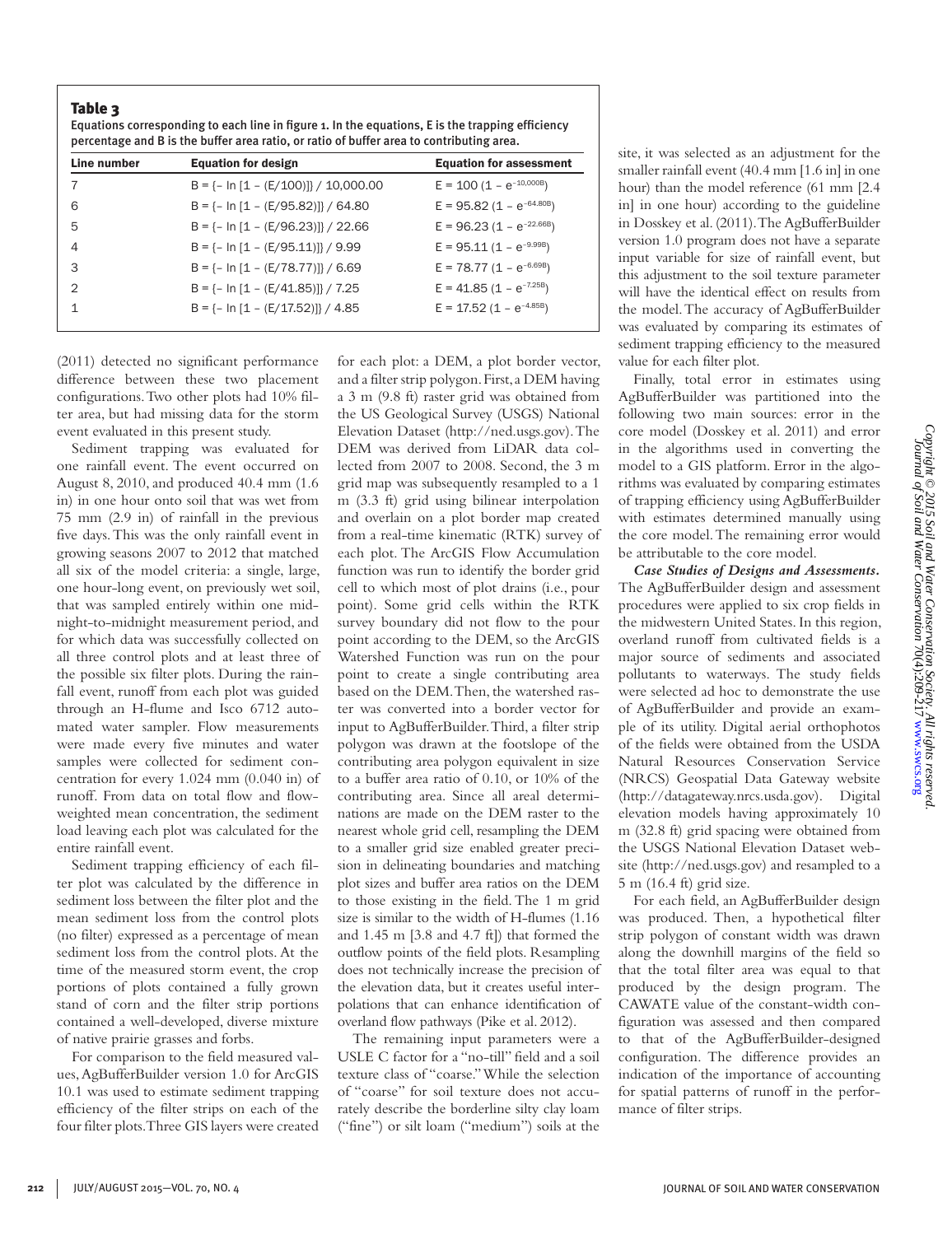**Table 3**

Equations corresponding to each line in figure 1. In the equations, E is the trapping efficiency percentage and B is the buffer area ratio, or ratio of buffer area to contributing area.

| Line number | Equation for design | Equation for assessment |
|---|---|---|
| 7 | $B = \{-\ln[1 - (E/100)]\} / 10{,}000.00$ | $E = 100\,(1 - e^{-10{,}000B})$ |
| 6 | $B = \{-\ln[1 - (E/95.82)]\} / 64.80$ | $E = 95.82\,(1 - e^{-64.80B})$ |
| 5 | $B = \{-\ln[1 - (E/96.23)]\} / 22.66$ | $E = 96.23\,(1 - e^{-22.66B})$ |
| 4 | $B = \{-\ln[1 - (E/95.11)]\} / 9.99$ | $E = 95.11\,(1 - e^{-9.99B})$ |
| 3 | $B = \{-\ln[1 - (E/78.77)]\} / 6.69$ | $E = 78.77\,(1 - e^{-6.69B})$ |
| 2 | $B = \{-\ln[1 - (E/41.85)]\} / 7.25$ | $E = 41.85\,(1 - e^{-7.25B})$ |
| 1 | $B = \{-\ln[1 - (E/17.52)]\} / 4.85$ | $E = 17.52\,(1 - e^{-4.85B})$ |

(2011) detected no significant performance difference between these two placement configurations. Two other plots had 10% filter area, but had missing data for the storm event evaluated in this present study.

Sediment trapping was evaluated for one rainfall event. The event occurred on August 8, 2010, and produced 40.4 mm (1.6 in) in one hour onto soil that was wet from 75 mm (2.9 in) of rainfall in the previous five days. This was the only rainfall event in growing seasons 2007 to 2012 that matched all six of the model criteria: a single, large, one hour-long event, on previously wet soil, that was sampled entirely within one midnight-to-midnight measurement period, and for which data was successfully collected on all three control plots and at least three of the possible six filter plots. During the rainfall event, runoff from each plot was guided through an H-flume and Isco 6712 automated water sampler. Flow measurements were made every five minutes and water samples were collected for sediment concentration for every 1.024 mm (0.040 in) of runoff. From data on total flow and flow-weighted mean concentration, the sediment load leaving each plot was calculated for the entire rainfall event.

Sediment trapping efficiency of each filter plot was calculated by the difference in sediment loss between the filter plot and the mean sediment loss from the control plots (no filter) expressed as a percentage of mean sediment loss from the control plots. At the time of the measured storm event, the crop portions of plots contained a fully grown stand of corn and the filter strip portions contained a well-developed, diverse mixture of native prairie grasses and forbs.

For comparison to the field measured values, AgBufferBuilder version 1.0 for ArcGIS 10.1 was used to estimate sediment trapping efficiency of the filter strips on each of the four filter plots. Three GIS layers were created for each plot: a DEM, a plot border vector, and a filter strip polygon. First, a DEM having a 3 m (9.8 ft) raster grid was obtained from the US Geological Survey (USGS) National Elevation Dataset (http://ned.usgs.gov). The DEM was derived from LiDAR data collected from 2007 to 2008. Second, the 3 m grid map was subsequently resampled to a 1 m (3.3 ft) grid using bilinear interpolation and overlain on a plot border map created from a real-time kinematic (RTK) survey of each plot. The ArcGIS Flow Accumulation function was run to identify the border grid cell to which most of plot drains (i.e., pour point). Some grid cells within the RTK survey boundary did not flow to the pour point according to the DEM, so the ArcGIS Watershed Function was run on the pour point to create a single contributing area based on the DEM. Then, the watershed raster was converted into a border vector for input to AgBufferBuilder. Third, a filter strip polygon was drawn at the footslope of the contributing area polygon equivalent in size to a buffer area ratio of 0.10, or 10% of the contributing area. Since all areal determinations are made on the DEM raster to the nearest whole grid cell, resampling the DEM to a smaller grid size enabled greater precision in delineating boundaries and matching plot sizes and buffer area ratios on the DEM to those existing in the field. The 1 m grid size is similar to the width of H-flumes (1.16 and 1.45 m [3.8 and 4.7 ft]) that formed the outflow points of the field plots. Resampling does not technically increase the precision of the elevation data, but it creates useful interpolations that can enhance identification of overland flow pathways (Pike et al. 2012).

The remaining input parameters were a USLE C factor for a "no-till" field and a soil texture class of "coarse." While the selection of "coarse" for soil texture does not accurately describe the borderline silty clay loam ("fine") or silt loam ("medium") soils at the site, it was selected as an adjustment for the smaller rainfall event (40.4 mm [1.6 in] in one hour) than the model reference (61 mm [2.4 in] in one hour) according to the guideline in Dosskey et al. (2011). The AgBufferBuilder version 1.0 program does not have a separate input variable for size of rainfall event, but this adjustment to the soil texture parameter will have the identical effect on results from the model. The accuracy of AgBufferBuilder was evaluated by comparing its estimates of sediment trapping efficiency to the measured value for each filter plot.

Finally, total error in estimates using AgBufferBuilder was partitioned into the following two main sources: error in the core model (Dosskey et al. 2011) and error in the algorithms used in converting the model to a GIS platform. Error in the algorithms was evaluated by comparing estimates of trapping efficiency using AgBufferBuilder with estimates determined manually using the core model. The remaining error would be attributable to the core model.

***Case Studies of Designs and Assessments.*** The AgBufferBuilder design and assessment procedures were applied to six crop fields in the midwestern United States. In this region, overland runoff from cultivated fields is a major source of sediments and associated pollutants to waterways. The study fields were selected ad hoc to demonstrate the use of AgBufferBuilder and provide an example of its utility. Digital aerial orthophotos of the fields were obtained from the USDA Natural Resources Conservation Service (NRCS) Geospatial Data Gateway website (http://datagateway.nrcs.usda.gov). Digital elevation models having approximately 10 m (32.8 ft) grid spacing were obtained from the USGS National Elevation Dataset website (http://ned.usgs.gov) and resampled to a 5 m (16.4 ft) grid size.

For each field, an AgBufferBuilder design was produced. Then, a hypothetical filter strip polygon of constant width was drawn along the downhill margins of the field so that the total filter area was equal to that produced by the design program. The CAWATE value of the constant-width configuration was assessed and then compared to that of the AgBufferBuilder-designed configuration. The difference provides an indication of the importance of accounting for spatial patterns of runoff in the performance of filter strips.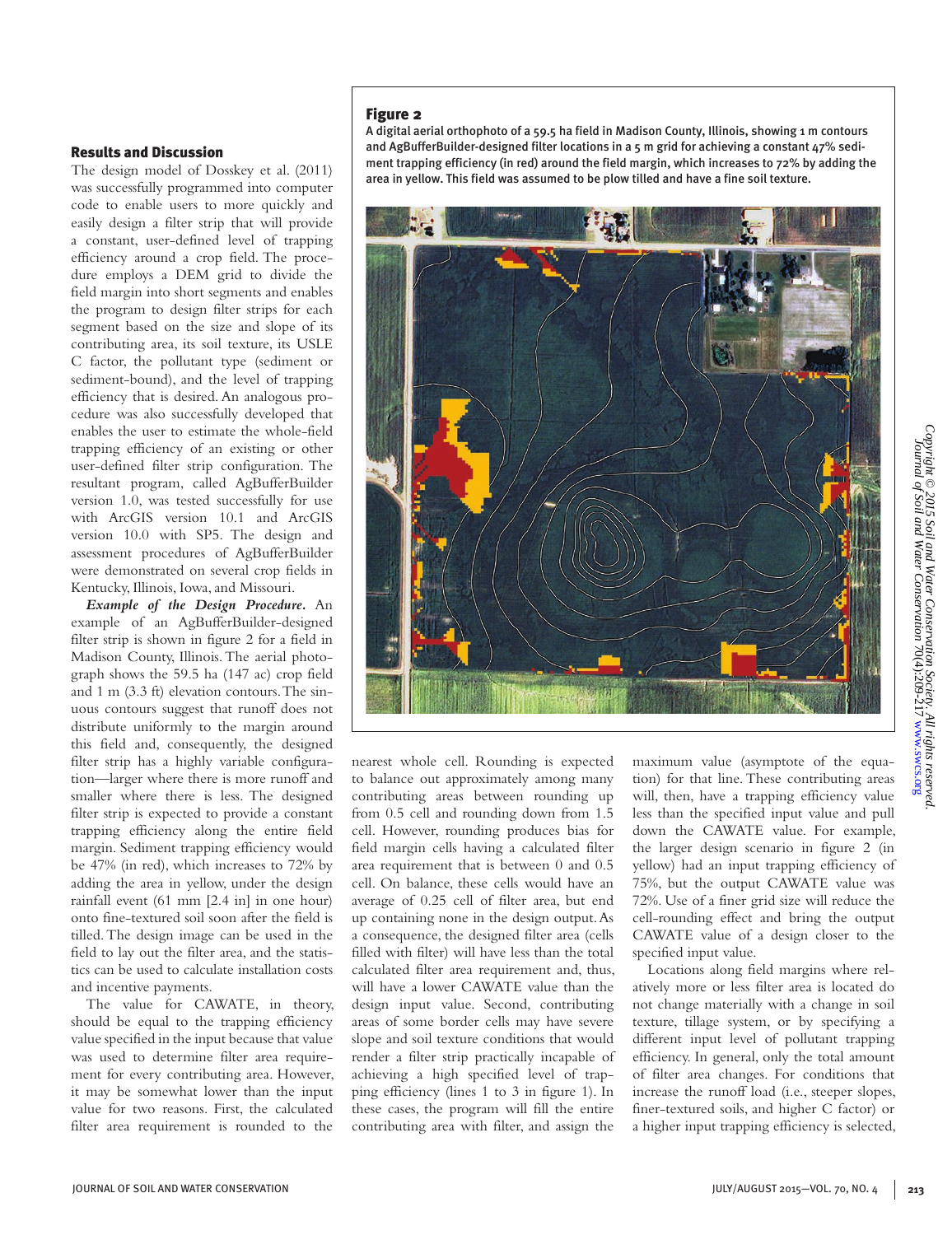## Results and Discussion

The design model of Dosskey et al. (2011) was successfully programmed into computer code to enable users to more quickly and easily design a filter strip that will provide a constant, user-defined level of trapping efficiency around a crop field. The procedure employs a DEM grid to divide the field margin into short segments and enables the program to design filter strips for each segment based on the size and slope of its contributing area, its soil texture, its USLE C factor, the pollutant type (sediment or sediment-bound), and the level of trapping efficiency that is desired. An analogous procedure was also successfully developed that enables the user to estimate the whole-field trapping efficiency of an existing or other user-defined filter strip configuration. The resultant program, called AgBufferBuilder version 1.0, was tested successfully for use with ArcGIS version 10.1 and ArcGIS version 10.0 with SP5. The design and assessment procedures of AgBufferBuilder were demonstrated on several crop fields in Kentucky, Illinois, Iowa, and Missouri.

***Example of the Design Procedure.*** An example of an AgBufferBuilder-designed filter strip is shown in figure 2 for a field in Madison County, Illinois. The aerial photograph shows the 59.5 ha (147 ac) crop field and 1 m (3.3 ft) elevation contours. The sinuous contours suggest that runoff does not distribute uniformly to the margin around this field and, consequently, the designed filter strip has a highly variable configuration—larger where there is more runoff and smaller where there is less. The designed filter strip is expected to provide a constant trapping efficiency along the entire field margin. Sediment trapping efficiency would be 47% (in red), which increases to 72% by adding the area in yellow, under the design rainfall event (61 mm [2.4 in] in one hour) onto fine-textured soil soon after the field is tilled. The design image can be used in the field to lay out the filter area, and the statistics can be used to calculate installation costs and incentive payments.

**Figure 2**

A digital aerial orthophoto of a 59.5 ha field in Madison County, Illinois, showing 1 m contours and AgBufferBuilder-designed filter locations in a 5 m grid for achieving a constant 47% sediment trapping efficiency (in red) around the field margin, which increases to 72% by adding the area in yellow. This field was assumed to be plow tilled and have a fine soil texture.

The value for CAWATE, in theory, should be equal to the trapping efficiency value specified in the input because that value was used to determine filter area requirement for every contributing area. However, it may be somewhat lower than the input value for two reasons. First, the calculated filter area requirement is rounded to the nearest whole cell. Rounding is expected to balance out approximately among many contributing areas between rounding up from 0.5 cell and rounding down from 1.5 cell. However, rounding produces bias for field margin cells having a calculated filter area requirement that is between 0 and 0.5 cell. On balance, these cells would have an average of 0.25 cell of filter area, but end up containing none in the design output. As a consequence, the designed filter area (cells filled with filter) will have less than the total calculated filter area requirement and, thus, will have a lower CAWATE value than the design input value. Second, contributing areas of some border cells may have severe slope and soil texture conditions that would render a filter strip practically incapable of achieving a high specified level of trapping efficiency (lines 1 to 3 in figure 1). In these cases, the program will fill the entire contributing area with filter, and assign the maximum value (asymptote of the equation) for that line. These contributing areas will, then, have a trapping efficiency value less than the specified input value and pull down the CAWATE value. For example, the larger design scenario in figure 2 (in yellow) had an input trapping efficiency of 75%, but the output CAWATE value was 72%. Use of a finer grid size will reduce the cell-rounding effect and bring the output CAWATE value of a design closer to the specified input value.

Locations along field margins where relatively more or less filter area is located do not change materially with a change in soil texture, tillage system, or by specifying a different input level of pollutant trapping efficiency. In general, only the total amount of filter area changes. For conditions that increase the runoff load (i.e., steeper slopes, finer-textured soils, and higher C factor) or a higher input trapping efficiency is selected,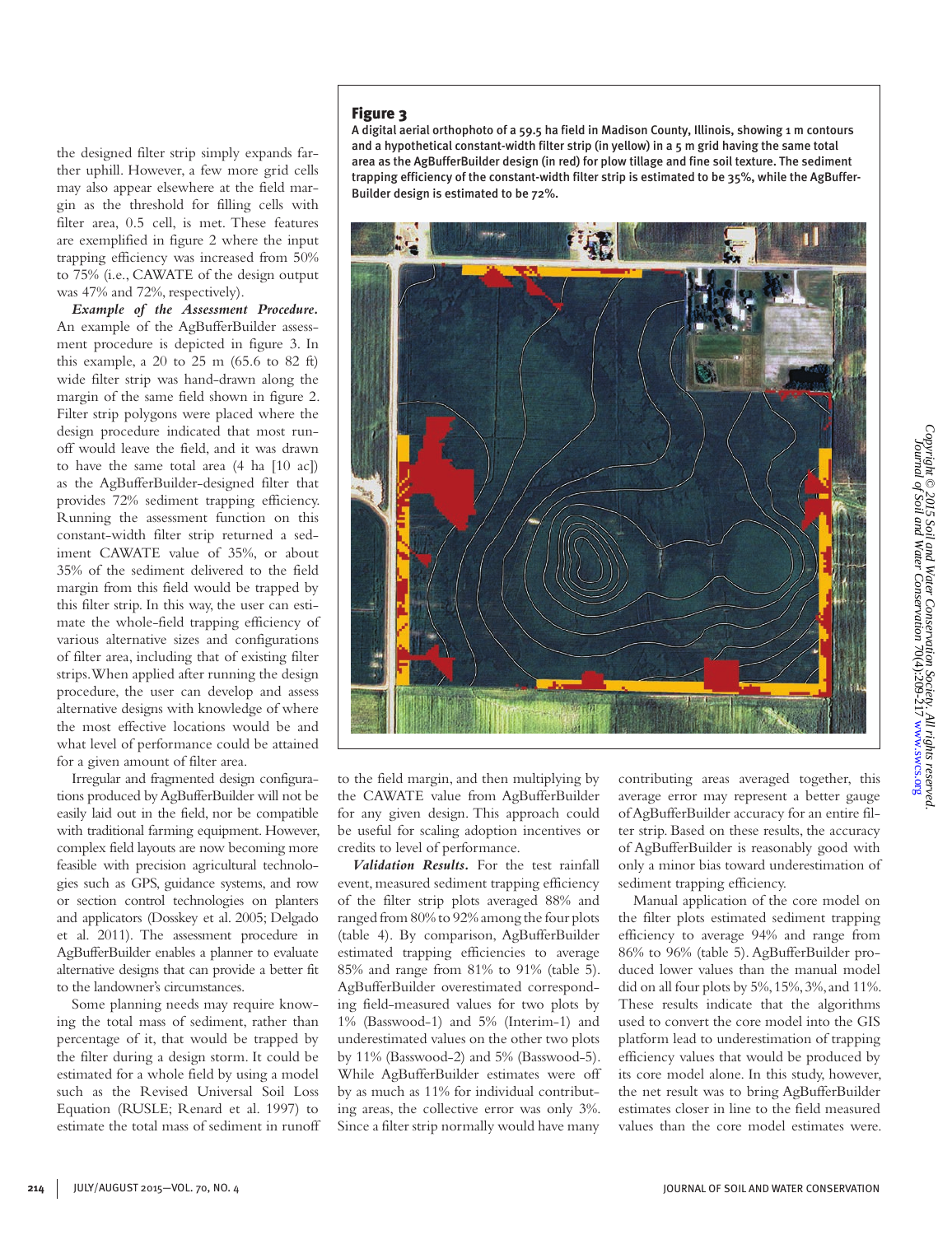the designed filter strip simply expands farther uphill. However, a few more grid cells may also appear elsewhere at the field margin as the threshold for filling cells with filter area, 0.5 cell, is met. These features are exemplified in figure 2 where the input trapping efficiency was increased from 50% to 75% (i.e., CAWATE of the design output was 47% and 72%, respectively).

***Example of the Assessment Procedure.*** An example of the AgBufferBuilder assessment procedure is depicted in figure 3. In this example, a 20 to 25 m (65.6 to 82 ft) wide filter strip was hand-drawn along the margin of the same field shown in figure 2. Filter strip polygons were placed where the design procedure indicated that most runoff would leave the field, and it was drawn to have the same total area (4 ha [10 ac]) as the AgBufferBuilder-designed filter that provides 72% sediment trapping efficiency. Running the assessment function on this constant-width filter strip returned a sediment CAWATE value of 35%, or about 35% of the sediment delivered to the field margin from this field would be trapped by this filter strip. In this way, the user can estimate the whole-field trapping efficiency of various alternative sizes and configurations of filter area, including that of existing filter strips. When applied after running the design procedure, the user can develop and assess alternative designs with knowledge of where the most effective locations would be and what level of performance could be attained for a given amount of filter area.

Irregular and fragmented design configurations produced by AgBufferBuilder will not be easily laid out in the field, nor be compatible with traditional farming equipment. However, complex field layouts are now becoming more feasible with precision agricultural technologies such as GPS, guidance systems, and row or section control technologies on planters and applicators (Dosskey et al. 2005; Delgado et al. 2011). The assessment procedure in AgBufferBuilder enables a planner to evaluate alternative designs that can provide a better fit to the landowner's circumstances.

Some planning needs may require knowing the total mass of sediment, rather than percentage of it, that would be trapped by the filter during a design storm. It could be estimated for a whole field by using a model such as the Revised Universal Soil Loss Equation (RUSLE; Renard et al. 1997) to estimate the total mass of sediment in runoff to the field margin, and then multiplying by the CAWATE value from AgBufferBuilder for any given design. This approach could be useful for scaling adoption incentives or credits to level of performance.

**Figure 3**

A digital aerial orthophoto of a 59.5 ha field in Madison County, Illinois, showing 1 m contours and a hypothetical constant-width filter strip (in yellow) in a 5 m grid having the same total area as the AgBufferBuilder design (in red) for plow tillage and fine soil texture. The sediment trapping efficiency of the constant-width filter strip is estimated to be 35%, while the AgBufferBuilder design is estimated to be 72%.

***Validation Results.*** For the test rainfall event, measured sediment trapping efficiency of the filter strip plots averaged 88% and ranged from 80% to 92% among the four plots (table 4). By comparison, AgBufferBuilder estimated trapping efficiencies to average 85% and range from 81% to 91% (table 5). AgBufferBuilder overestimated corresponding field-measured values for two plots by 1% (Basswood-1) and 5% (Interim-1) and underestimated values on the other two plots by 11% (Basswood-2) and 5% (Basswood-5). While AgBufferBuilder estimates were off by as much as 11% for individual contributing areas, the collective error was only 3%. Since a filter strip normally would have many contributing areas averaged together, this average error may represent a better gauge of AgBufferBuilder accuracy for an entire filter strip. Based on these results, the accuracy of AgBufferBuilder is reasonably good with only a minor bias toward underestimation of sediment trapping efficiency.

Manual application of the core model on the filter plots estimated sediment trapping efficiency to average 94% and range from 86% to 96% (table 5). AgBufferBuilder produced lower values than the manual model did on all four plots by 5%, 15%, 3%, and 11%. These results indicate that the algorithms used to convert the core model into the GIS platform lead to underestimation of trapping efficiency values that would be produced by its core model alone. In this study, however, the net result was to bring AgBufferBuilder estimates closer in line to the field measured values than the core model estimates were.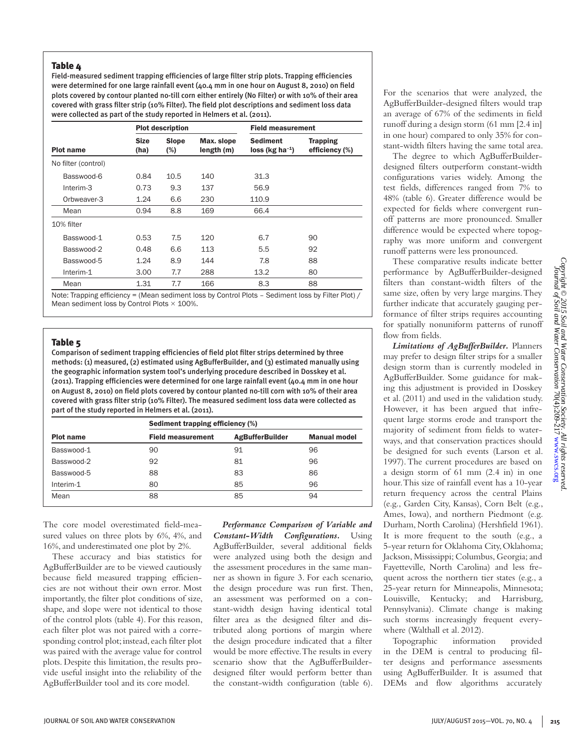**Table 4**

**Field-measured sediment trapping efficiencies of large filter strip plots. Trapping efficiencies were determined for one large rainfall event (40.4 mm in one hour on August 8, 2010) on field plots covered by contour planted no-till corn either entirely (No Filter) or with 10% of their area covered with grass filter strip (10% Filter). The field plot descriptions and sediment loss data were collected as part of the study reported in Helmers et al. (2011).**

| | Plot description | | | Field measurement | |
|---|---|---|---|---|---|
| Plot name | Size (ha) | Slope (%) | Max. slope length (m) | Sediment loss (kg ha$^{-1}$) | Trapping efficiency (%) |
| No filter (control) | | | | | |
| Basswood-6 | 0.84 | 10.5 | 140 | 31.3 | |
| Interim-3 | 0.73 | 9.3 | 137 | 56.9 | |
| Orbweaver-3 | 1.24 | 6.6 | 230 | 110.9 | |
| Mean | 0.94 | 8.8 | 169 | 66.4 | |
| 10% filter | | | | | |
| Basswood-1 | 0.53 | 7.5 | 120 | 6.7 | 90 |
| Basswood-2 | 0.48 | 6.6 | 113 | 5.5 | 92 |
| Basswood-5 | 1.24 | 8.9 | 144 | 7.8 | 88 |
| Interim-1 | 3.00 | 7.7 | 288 | 13.2 | 80 |
| Mean | 1.31 | 7.7 | 166 | 8.3 | 88 |

Note: Trapping efficiency = (Mean sediment loss by Control Plots – Sediment loss by Filter Plot) / Mean sediment loss by Control Plots × 100%.

**Table 5**

**Comparison of sediment trapping efficiencies of field plot filter strips determined by three methods: (1) measured, (2) estimated using AgBufferBuilder, and (3) estimated manually using the geographic information system tool's underlying procedure described in Dosskey et al. (2011). Trapping efficiencies were determined for one large rainfall event (40.4 mm in one hour on August 8, 2010) on field plots covered by contour planted no-till corn with 10% of their area covered with grass filter strip (10% Filter). The measured sediment loss data were collected as part of the study reported in Helmers et al. (2011).**

| | Sediment trapping efficiency (%) | | |
|---|---|---|---|
| Plot name | Field measurement | AgBufferBuilder | Manual model |
| Basswood-1 | 90 | 91 | 96 |
| Basswood-2 | 92 | 81 | 96 |
| Basswood-5 | 88 | 83 | 86 |
| Interim-1 | 80 | 85 | 96 |
| Mean | 88 | 85 | 94 |

The core model overestimated field-measured values on three plots by 6%, 4%, and 16%, and underestimated one plot by 2%.

These accuracy and bias statistics for AgBufferBuilder are to be viewed cautiously because field measured trapping efficiencies are not without their own error. Most importantly, the filter plot conditions of size, shape, and slope were not identical to those of the control plots (table 4). For this reason, each filter plot was not paired with a corresponding control plot; instead, each filter plot was paired with the average value for control plots. Despite this limitation, the results provide useful insight into the reliability of the AgBufferBuilder tool and its core model.

***Performance Comparison of Variable and Constant-Width Configurations.*** Using AgBufferBuilder, several additional fields were analyzed using both the design and the assessment procedures in the same manner as shown in figure 3. For each scenario, the design procedure was run first. Then, an assessment was performed on a constant-width design having identical total filter area as the designed filter and distributed along portions of margin where the design procedure indicated that a filter would be more effective. The results in every scenario show that the AgBufferBuilder-designed filter would perform better than the constant-width configuration (table 6). For the scenarios that were analyzed, the AgBufferBuilder-designed filters would trap an average of 67% of the sediments in field runoff during a design storm (61 mm [2.4 in] in one hour) compared to only 35% for constant-width filters having the same total area.

The degree to which AgBufferBuilder-designed filters outperform constant-width configurations varies widely. Among the test fields, differences ranged from 7% to 48% (table 6). Greater difference would be expected for fields where convergent runoff patterns are more pronounced. Smaller difference would be expected where topography was more uniform and convergent runoff patterns were less pronounced.

These comparative results indicate better performance by AgBufferBuilder-designed filters than constant-width filters of the same size, often by very large margins. They further indicate that accurately gauging performance of filter strips requires accounting for spatially nonuniform patterns of runoff flow from fields.

***Limitations of AgBufferBuilder.*** Planners may prefer to design filter strips for a smaller design storm than is currently modeled in AgBufferBuilder. Some guidance for making this adjustment is provided in Dosskey et al. (2011) and used in the validation study. However, it has been argued that infrequent large storms erode and transport the majority of sediment from fields to waterways, and that conservation practices should be designed for such events (Larson et al. 1997). The current procedures are based on a design storm of 61 mm (2.4 in) in one hour. This size of rainfall event has a 10-year return frequency across the central Plains (e.g., Garden City, Kansas), Corn Belt (e.g., Ames, Iowa), and northern Piedmont (e.g. Durham, North Carolina) (Hershfield 1961). It is more frequent to the south (e.g., a 5-year return for Oklahoma City, Oklahoma; Jackson, Mississippi; Columbus, Georgia; and Fayetteville, North Carolina) and less frequent across the northern tier states (e.g., a 25-year return for Minneapolis, Minnesota; Louisville, Kentucky; and Harrisburg, Pennsylvania). Climate change is making such storms increasingly frequent everywhere (Walthall et al. 2012).

Topographic information provided in the DEM is central to producing filter designs and performance assessments using AgBufferBuilder. It is assumed that DEMs and flow algorithms accurately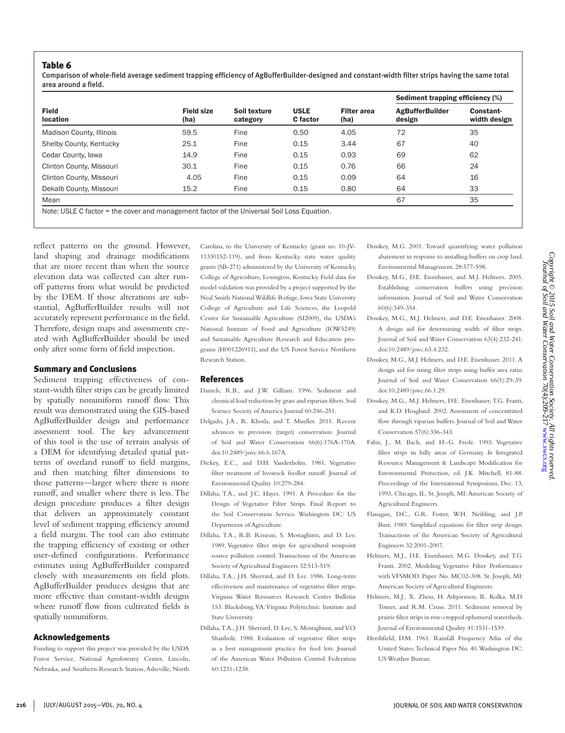**Table 6**

Comparison of whole-field average sediment trapping efficiency of AgBufferBuilder-designed and constant-width filter strips having the same total area around a field.

| Field location | Field size (ha) | Soil texture category | USLE C factor | Filter area (ha) | Sediment trapping efficiency (%) | |
|---|---|---|---|---|---|---|
| | | | | | AgBufferBuilder design | Constant-width design |
| Madison County, Illinois | 59.5 | Fine | 0.50 | 4.05 | 72 | 35 |
| Shelby County, Kentucky | 25.1 | Fine | 0.15 | 3.44 | 67 | 40 |
| Cedar County, Iowa | 14.9 | Fine | 0.15 | 0.93 | 69 | 62 |
| Clinton County, Missouri | 30.1 | Fine | 0.15 | 0.76 | 66 | 24 |
| Clinton County, Missouri | 4.05 | Fine | 0.15 | 0.09 | 64 | 16 |
| Dekalb County, Missouri | 15.2 | Fine | 0.15 | 0.80 | 64 | 33 |
| Mean | | | | | 67 | 35 |

Note: USLE C factor = the cover and management factor of the Universal Soil Loss Equation.

reflect patterns on the ground. However, land shaping and drainage modifications that are more recent than when the source elevation data was collected can alter runoff patterns from what would be predicted by the DEM. If those alterations are substantial, AgBufferBuilder results will not accurately represent performance in the field. Therefore, design maps and assessments created with AgBufferBuilder should be used only after some form of field inspection.

## Summary and Conclusions

Sediment trapping effectiveness of constant-width filter strips can be greatly limited by spatially nonuniform runoff flow. This result was demonstrated using the GIS-based AgBufferBuilder design and performance assessment tool. The key advancement of this tool is the use of terrain analysis of a DEM for identifying detailed spatial patterns of overland runoff to field margins, and then matching filter dimensions to those patterns—larger where there is more runoff, and smaller where there is less. The design procedure produces a filter design that delivers an approximately constant level of sediment trapping efficiency around a field margin. The tool can also estimate the trapping efficiency of existing or other user-defined configurations. Performance estimates using AgBufferBuilder compared closely with measurements on field plots. AgBufferBuilder produces designs that are more effective than constant-width designs where runoff flow from cultivated fields is spatially nonuniform.

## Acknowledgements

Funding to support this project was provided by the USDA Forest Service, National Agroforestry Center, Lincoln, Nebraska, and Southern Research Station, Asheville, North Carolina, to the University of Kentucky (grant no. 10-JV-11330152-119), and from Kentucky state water quality grants (SB-271) administered by the University of Kentucky, College of Agriculture, Lexington, Kentucky. Field data for model validation was provided by a project supported by the Neal Smith National Wildlife Refuge, Iowa State University College of Agriculture and Life Sciences, the Leopold Center for Sustainable Agriculture (SI2009), the USDA's National Institute of Food and Agriculture (IOW5249) and Sustainable Agriculture Research and Education programs (H001226911), and the US Forest Service Northern Research Station.

## References

Daniels, R.B., and J.W. Gilliam. 1996. Sediment and chemical load reduction by grass and riparian filters. Soil Science Society of America Journal 60:246-251.

Delgado, J.A., R. Khosla, and T. Mueller. 2011. Recent advances in precision (target) conservation. Journal of Soil and Water Conservation 66(6):176A-170A. doi:10.2489/jswc.66.6.167A.

Dickey, E.C., and D.H. Vanderholm. 1981. Vegetative filter treatment of livestock feedlot runoff. Journal of Environmental Quality 10:279-284.

Dillaha, T.A., and J.C. Hayes. 1991. A Procedure for the Design of Vegetative Filter Strips. Final Report to the Soil Conservation Service. Washington DC: US Department of Agriculture.

Dillaha, T.A., R.B. Reneau, S. Mostaghimi, and D. Lee. 1989. Vegetative filter strips for agricultural nonpoint source pollution control. Transactions of the American Society of Agricultural Engineers 32:513-519.

Dillaha, T.A., J.H. Sherrard, and D. Lee. 1986. Long-term effectiveness and maintenance of vegetative filter strips. Virginia Water Resources Research Center Bulletin 153. Blacksburg, VA: Virginia Polytechnic Institute and State University.

Dillaha, T.A., J.H. Sherrard, D. Lee, S. Mostaghimi, and V.O. Shanholz. 1988. Evaluation of vegetative filter strips as a best management practice for feed lots. Journal of the American Water Pollution Control Federation 60:1231-1238.

Dosskey, M.G. 2001. Toward quantifying water pollution abatement in response to installing buffers on crop land. Environmental Management. 28:577-598.

Dosskey, M.G., D.E. Eisenhauer, and M.J. Helmers. 2005. Establishing conservation buffers using precision information. Journal of Soil and Water Conservation 60(6):349-354.

Dosskey, M.G., M.J. Helmers, and D.E. Eisenhauer. 2008. A design aid for determining width of filter strips. Journal of Soil and Water Conservation 63(4):232-241. doi:10.2489/jswc.63.4.232.

Dosskey, M.G., M.J. Helmers, and D.E. Eisenhauer. 2011. A design aid for sizing filter strips using buffer area ratio. Journal of Soil and Water Conservation 66(1):29-39. doi:10.2489/jswc.66.1.29.

Dosskey, M.G., M.J. Helmers, D.E. Eisenhauer, T.G. Franti, and K.D. Hoagland. 2002. Assessment of concentrated flow through riparian buffers. Journal of Soil and Water Conservation 57(6):336-343.

Fabis, J., M. Bach, and H.-G. Frede. 1993. Vegetative filter strips in hilly areas of Germany. *In* Integrated Resource Management & Landscape Modification for Environmental Protection, ed. J.K. Mitchell, 81-88. Proceedings of the International Symposium, Dec. 13, 1993, Chicago, IL. St. Joseph, MI: American Society of Agricultural Engineers.

Flanagan, D.C., G.R. Foster, W.H. Neibling, and J.P. Burt. 1989. Simplified equations for filter strip design. Transactions of the American Society of Agricultural Engineers 32:2001-2007.

Helmers, M.J., D.E. Eisenhauer, M.G. Dosskey, and T.G. Franti. 2002. Modeling Vegetative Filter Performance with VFSMOD. Paper No. MC02-308. St. Joseph, MI: American Society of Agricultural Engineers.

Helmers, M.J., X. Zhou, H. Asbjornsen, R. Kolka, M.D. Tomer, and R.M. Cruse. 2011. Sediment removal by prairie filter strips in row-cropped ephemeral watersheds. Journal of Environmental Quality 41:1531-1539.

Hershfield, D.M. 1961. Rainfall Frequency Atlas of the United States. Technical Paper No. 40. Washington DC: US Weather Bureau.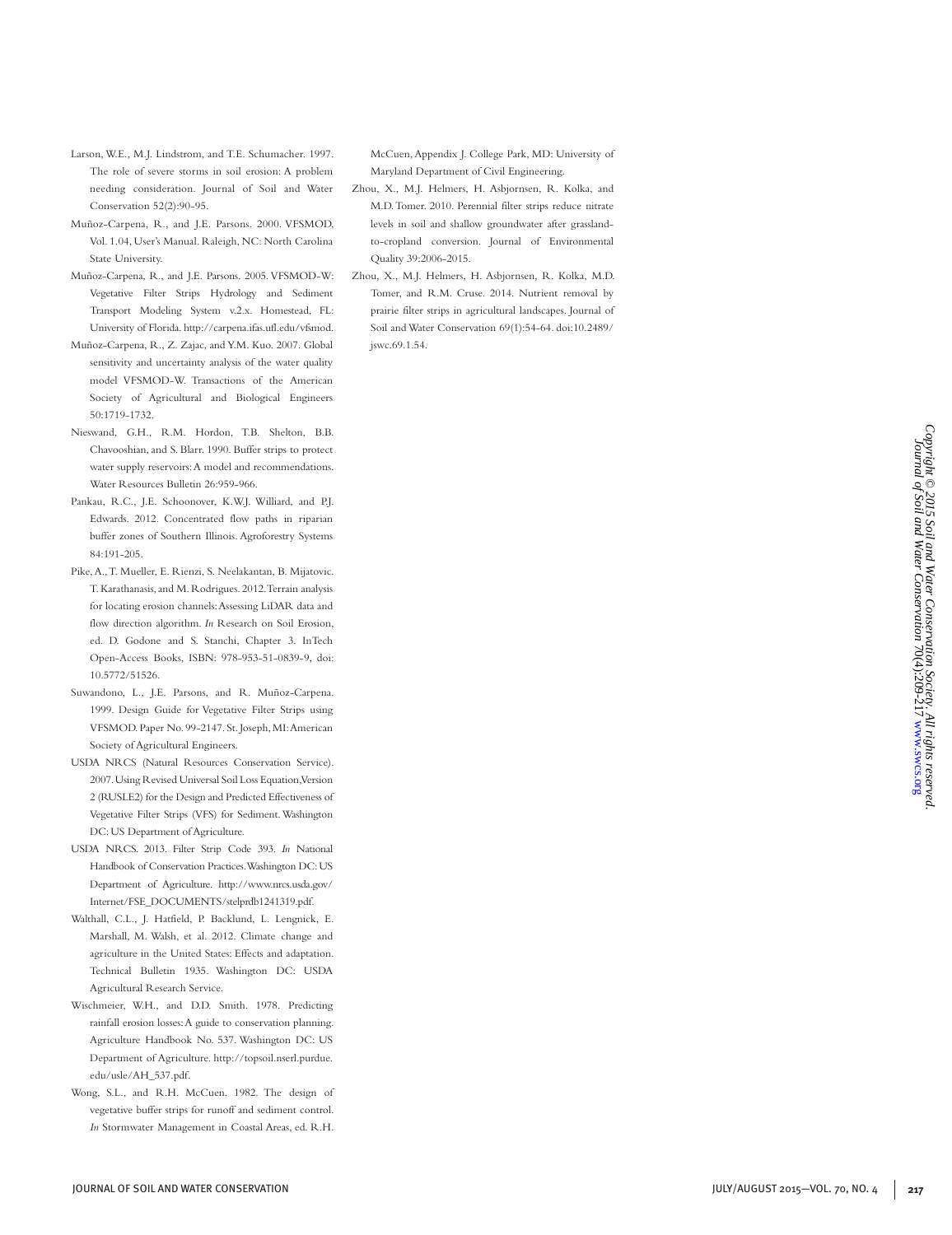Larson, W.E., M.J. Lindstrom, and T.E. Schumacher. 1997. The role of severe storms in soil erosion: A problem needing consideration. Journal of Soil and Water Conservation 52(2):90-95.

Muñoz-Carpena, R., and J.E. Parsons. 2000. VFSMOD, Vol. 1.04, User's Manual. Raleigh, NC: North Carolina State University.

Muñoz-Carpena, R., and J.E. Parsons. 2005. VFSMOD-W: Vegetative Filter Strips Hydrology and Sediment Transport Modeling System v.2.x. Homestead, FL: University of Florida. http://carpena.ifas.ufl.edu/vfsmod.

Muñoz-Carpena, R., Z. Zajac, and Y.M. Kuo. 2007. Global sensitivity and uncertainty analysis of the water quality model VFSMOD-W. Transactions of the American Society of Agricultural and Biological Engineers 50:1719-1732.

Nieswand, G.H., R.M. Hordon, T.B. Shelton, B.B. Chavooshian, and S. Blarr. 1990. Buffer strips to protect water supply reservoirs: A model and recommendations. Water Resources Bulletin 26:959-966.

Pankau, R.C., J.E. Schoonover, K.W.J. Williard, and P.J. Edwards. 2012. Concentrated flow paths in riparian buffer zones of Southern Illinois. Agroforestry Systems 84:191-205.

Pike, A., T. Mueller, E. Rienzi, S. Neelakantan, B. Mijatovic. T. Karathanasis, and M. Rodrigues. 2012. Terrain analysis for locating erosion channels: Assessing LiDAR data and flow direction algorithm. *In* Research on Soil Erosion, ed. D. Godone and S. Stanchi, Chapter 3. InTech Open-Access Books, ISBN: 978-953-51-0839-9, doi: 10.5772/51526.

Suwandono, L., J.E. Parsons, and R. Muñoz-Carpena. 1999. Design Guide for Vegetative Filter Strips using VFSMOD. Paper No. 99-2147. St. Joseph, MI: American Society of Agricultural Engineers.

USDA NRCS (Natural Resources Conservation Service). 2007. Using Revised Universal Soil Loss Equation, Version 2 (RUSLE2) for the Design and Predicted Effectiveness of Vegetative Filter Strips (VFS) for Sediment. Washington DC: US Department of Agriculture.

USDA NRCS. 2013. Filter Strip Code 393. *In* National Handbook of Conservation Practices. Washington DC: US Department of Agriculture. http://www.nrcs.usda.gov/Internet/FSE_DOCUMENTS/stelprdb1241319.pdf.

Walthall, C.L., J. Hatfield, P. Backlund, L. Lengnick, E. Marshall, M. Walsh, et al. 2012. Climate change and agriculture in the United States: Effects and adaptation. Technical Bulletin 1935. Washington DC: USDA Agricultural Research Service.

Wischmeier, W.H., and D.D. Smith. 1978. Predicting rainfall erosion losses: A guide to conservation planning. Agriculture Handbook No. 537. Washington DC: US Department of Agriculture. http://topsoil.nserl.purdue.edu/usle/AH_537.pdf.

Wong, S.L., and R.H. McCuen. 1982. The design of vegetative buffer strips for runoff and sediment control. *In* Stormwater Management in Coastal Areas, ed. R.H. McCuen, Appendix J. College Park, MD: University of Maryland Department of Civil Engineering.

Zhou, X., M.J. Helmers, H. Asbjornsen, R. Kolka, and M.D. Tomer. 2010. Perennial filter strips reduce nitrate levels in soil and shallow groundwater after grassland-to-cropland conversion. Journal of Environmental Quality 39:2006-2015.

Zhou, X., M.J. Helmers, H. Asbjornsen, R. Kolka, M.D. Tomer, and R.M. Cruse. 2014. Nutrient removal by prairie filter strips in agricultural landscapes. Journal of Soil and Water Conservation 69(1):54-64. doi:10.2489/jswc.69.1.54.